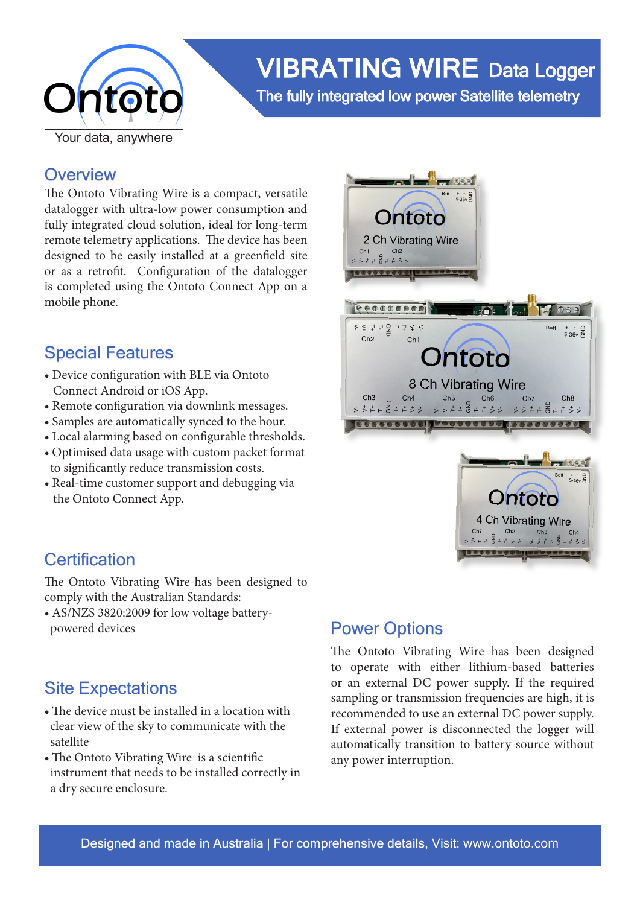Ontoto

Your data, anywhere

# VIBRATING WIRE Data Logger

The fully integrated low power Satellite telemetry

## Overview

The Ontoto Vibrating Wire is a compact, versatile datalogger with ultra-low power consumption and fully integrated cloud solution, ideal for long-term remote telemetry applications. The device has been designed to be easily installed at a greenfield site or as a retrofit. Configuration of the datalogger is completed using the Ontoto Connect App on a mobile phone.

## Special Features

- Device configuration with BLE via Ontoto Connect Android or iOS App.
- Remote configuration via downlink messages.
- Samples are automatically synced to the hour.
- Local alarming based on configurable thresholds.
- Optimised data usage with custom packet format to significantly reduce transmission costs.
- Real-time customer support and debugging via the Ontoto Connect App.

## Certification

The Ontoto Vibrating Wire has been designed to comply with the Australian Standards:

- AS/NZS 3820:2009 for low voltage battery-powered devices

## Site Expectations

- The device must be installed in a location with clear view of the sky to communicate with the satellite
- The Ontoto Vibrating Wire is a scientific instrument that needs to be installed correctly in a dry secure enclosure.

## Power Options

The Ontoto Vibrating Wire has been designed to operate with either lithium-based batteries or an external DC power supply. If the required sampling or transmission frequencies are high, it is recommended to use an external DC power supply. If external power is disconnected the logger will automatically transition to battery source without any power interruption.

Designed and made in Australia | For comprehensive details, Visit: www.ontoto.com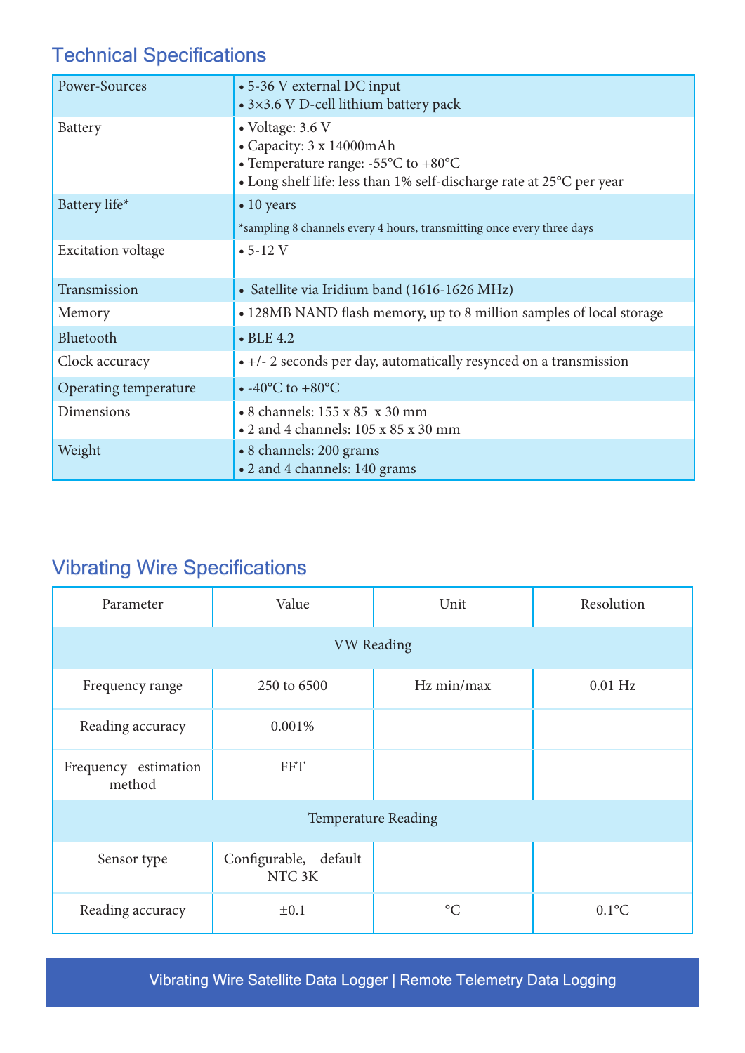## Technical Specifications

| | |
|---|---|
| Power-Sources | • 5-36 V external DC input<br>• 3×3.6 V D-cell lithium battery pack |
| Battery | • Voltage: 3.6 V<br>• Capacity: 3 x 14000mAh<br>• Temperature range: -55°C to +80°C<br>• Long shelf life: less than 1% self-discharge rate at 25°C per year |
| Battery life* | • 10 years<br>*sampling 8 channels every 4 hours, transmitting once every three days |
| Excitation voltage | • 5-12 V |
| Transmission | • Satellite via Iridium band (1616-1626 MHz) |
| Memory | • 128MB NAND flash memory, up to 8 million samples of local storage |
| Bluetooth | • BLE 4.2 |
| Clock accuracy | • +/- 2 seconds per day, automatically resynced on a transmission |
| Operating temperature | • -40°C to +80°C |
| Dimensions | • 8 channels: 155 x 85 x 30 mm<br>• 2 and 4 channels: 105 x 85 x 30 mm |
| Weight | • 8 channels: 200 grams<br>• 2 and 4 channels: 140 grams |

## Vibrating Wire Specifications

| Parameter | Value | Unit | Resolution |
|---|---|---|---|
| VW Reading | | | |
| Frequency range | 250 to 6500 | Hz min/max | 0.01 Hz |
| Reading accuracy | 0.001% | | |
| Frequency estimation method | FFT | | |
| Temperature Reading | | | |
| Sensor type | Configurable, default NTC 3K | | |
| Reading accuracy | ±0.1 | °C | 0.1°C |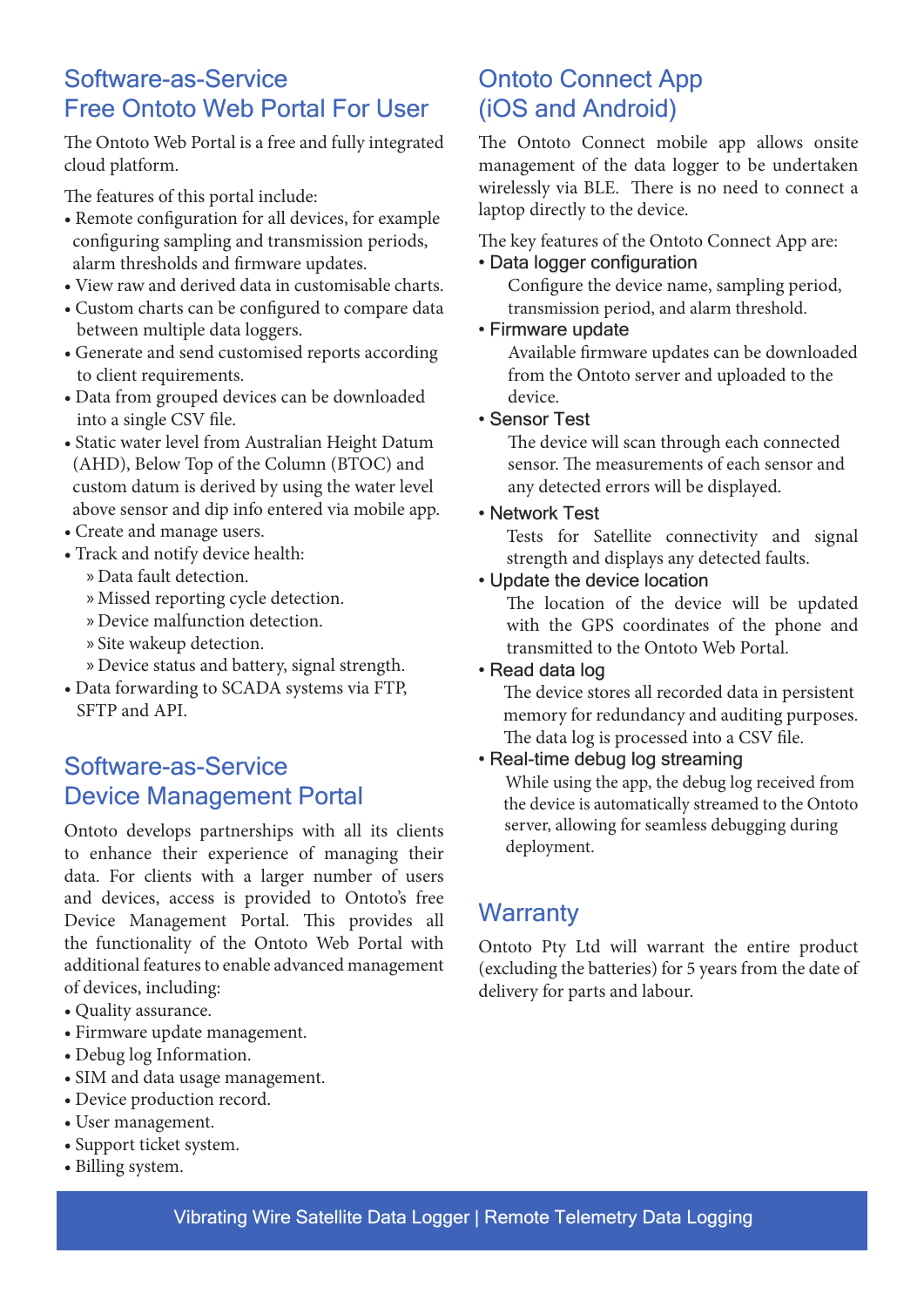## Software-as-Service Free Ontoto Web Portal For User

The Ontoto Web Portal is a free and fully integrated cloud platform.

The features of this portal include:

- Remote configuration for all devices, for example configuring sampling and transmission periods, alarm thresholds and firmware updates.
- View raw and derived data in customisable charts.
- Custom charts can be configured to compare data between multiple data loggers.
- Generate and send customised reports according to client requirements.
- Data from grouped devices can be downloaded into a single CSV file.
- Static water level from Australian Height Datum (AHD), Below Top of the Column (BTOC) and custom datum is derived by using the water level above sensor and dip info entered via mobile app.
- Create and manage users.
- Track and notify device health:
  - Data fault detection.
  - Missed reporting cycle detection.
  - Device malfunction detection.
  - Site wakeup detection.
  - Device status and battery, signal strength.
- Data forwarding to SCADA systems via FTP, SFTP and API.

## Software-as-Service Device Management Portal

Ontoto develops partnerships with all its clients to enhance their experience of managing their data. For clients with a larger number of users and devices, access is provided to Ontoto's free Device Management Portal. This provides all the functionality of the Ontoto Web Portal with additional features to enable advanced management of devices, including:

- Quality assurance.
- Firmware update management.
- Debug log Information.
- SIM and data usage management.
- Device production record.
- User management.
- Support ticket system.
- Billing system.

## Ontoto Connect App (iOS and Android)

The Ontoto Connect mobile app allows onsite management of the data logger to be undertaken wirelessly via BLE. There is no need to connect a laptop directly to the device.

The key features of the Ontoto Connect App are:

- **Data logger configuration**
  Configure the device name, sampling period, transmission period, and alarm threshold.
- **Firmware update**
  Available firmware updates can be downloaded from the Ontoto server and uploaded to the device.
- **Sensor Test**
  The device will scan through each connected sensor. The measurements of each sensor and any detected errors will be displayed.
- **Network Test**
  Tests for Satellite connectivity and signal strength and displays any detected faults.
- **Update the device location**
  The location of the device will be updated with the GPS coordinates of the phone and transmitted to the Ontoto Web Portal.
- **Read data log**
  The device stores all recorded data in persistent memory for redundancy and auditing purposes. The data log is processed into a CSV file.
- **Real-time debug log streaming**
  While using the app, the debug log received from the device is automatically streamed to the Ontoto server, allowing for seamless debugging during deployment.

## Warranty

Ontoto Pty Ltd will warrant the entire product (excluding the batteries) for 5 years from the date of delivery for parts and labour.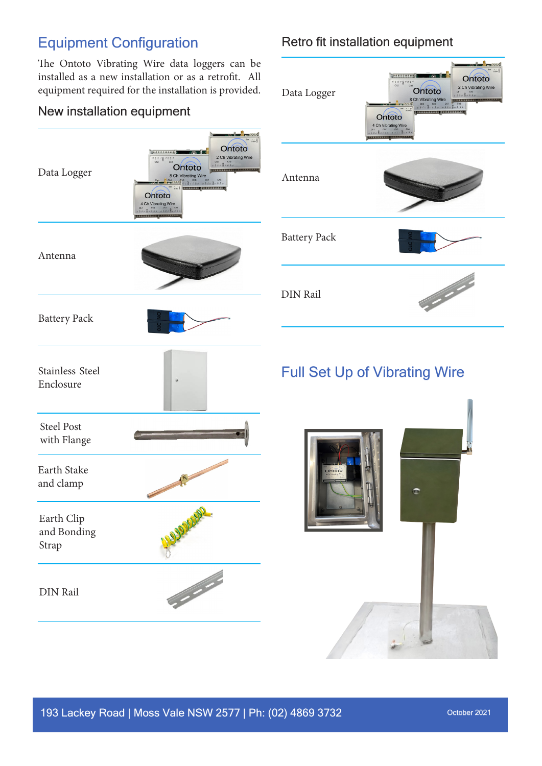## Equipment Configuration

The Ontoto Vibrating Wire data loggers can be installed as a new installation or as a retrofit. All equipment required for the installation is provided.

### New installation equipment

| | |
|---|---|
| Data Logger | |
| Antenna | |
| Battery Pack | |
| Stainless Steel Enclosure | |
| Steel Post with Flange | |
| Earth Stake and clamp | |
| Earth Clip and Bonding Strap | |
| DIN Rail | |

### Retro fit installation equipment

| | |
|---|---|
| Data Logger | |
| Antenna | |
| Battery Pack | |
| DIN Rail | |

## Full Set Up of Vibrating Wire

193 Lackey Road | Moss Vale NSW 2577 | Ph: (02) 4869 3732

October 2021